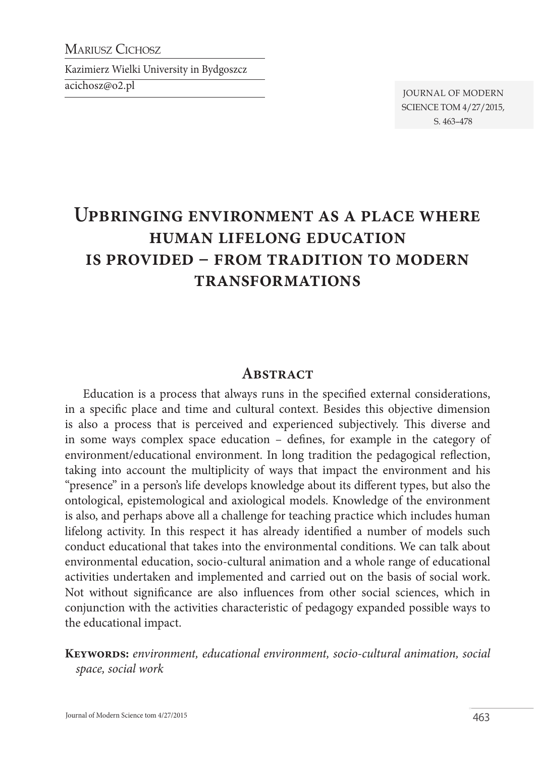Mariusz Cichosz

Kazimierz Wielki University in Bydgoszcz

acichosz@o2.pl

# Upbringing environment as a place where human lifelong education is provided – from tradition to modern transformations

## Abstract

Education is a process that always runs in the specified external considerations, in a specific place and time and cultural context. Besides this objective dimension is also a process that is perceived and experienced subjectively. This diverse and in some ways complex space education – defines, for example in the category of environment/educational environment. In long tradition the pedagogical reflection, taking into account the multiplicity of ways that impact the environment and his "presence" in a person's life develops knowledge about its different types, but also the ontological, epistemological and axiological models. Knowledge of the environment is also, and perhaps above all a challenge for teaching practice which includes human lifelong activity. In this respect it has already identified a number of models such conduct educational that takes into the environmental conditions. We can talk about environmental education, socio-cultural animation and a whole range of educational activities undertaken and implemented and carried out on the basis of social work. Not without significance are also influences from other social sciences, which in conjunction with the activities characteristic of pedagogy expanded possible ways to the educational impact.

**Keywords:** *environment, educational environment, socio-cultural animation, social space, social work*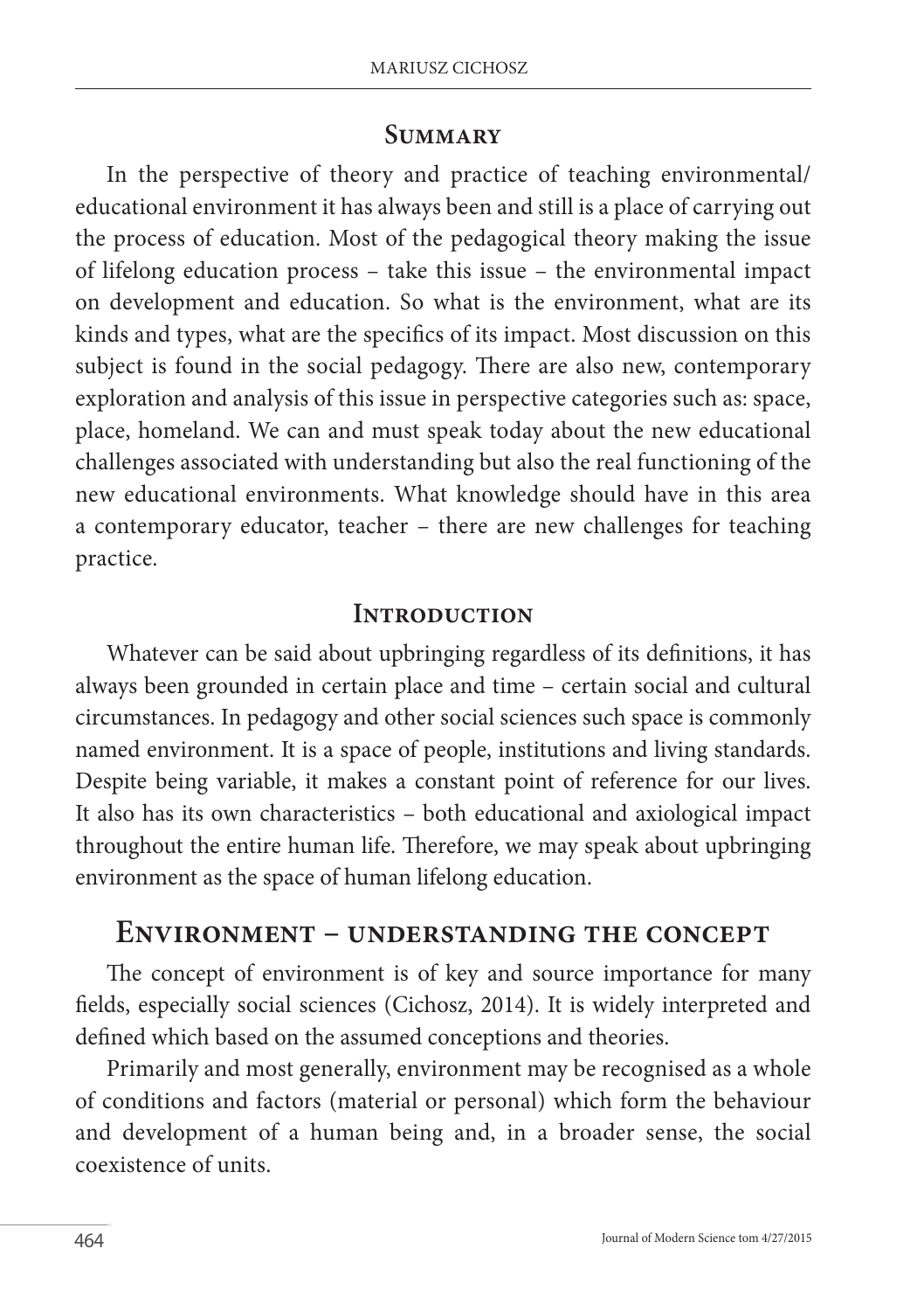## Summary

In the perspective of theory and practice of teaching environmental/ educational environment it has always been and still is a place of carrying out the process of education. Most of the pedagogical theory making the issue of lifelong education process – take this issue – the environmental impact on development and education. So what is the environment, what are its kinds and types, what are the specifics of its impact. Most discussion on this subject is found in the social pedagogy. There are also new, contemporary exploration and analysis of this issue in perspective categories such as: space, place, homeland. We can and must speak today about the new educational challenges associated with understanding but also the real functioning of the new educational environments. What knowledge should have in this area a contemporary educator, teacher – there are new challenges for teaching practice.

## Introduction

Whatever can be said about upbringing regardless of its definitions, it has always been grounded in certain place and time – certain social and cultural circumstances. In pedagogy and other social sciences such space is commonly named environment. It is a space of people, institutions and living standards. Despite being variable, it makes a constant point of reference for our lives. It also has its own characteristics – both educational and axiological impact throughout the entire human life. Therefore, we may speak about upbringing environment as the space of human lifelong education.

## Environment – understanding the concept

The concept of environment is of key and source importance for many fields, especially social sciences (Cichosz, 2014). It is widely interpreted and defined which based on the assumed conceptions and theories.

Primarily and most generally, environment may be recognised as a whole of conditions and factors (material or personal) which form the behaviour and development of a human being and, in a broader sense, the social coexistence of units.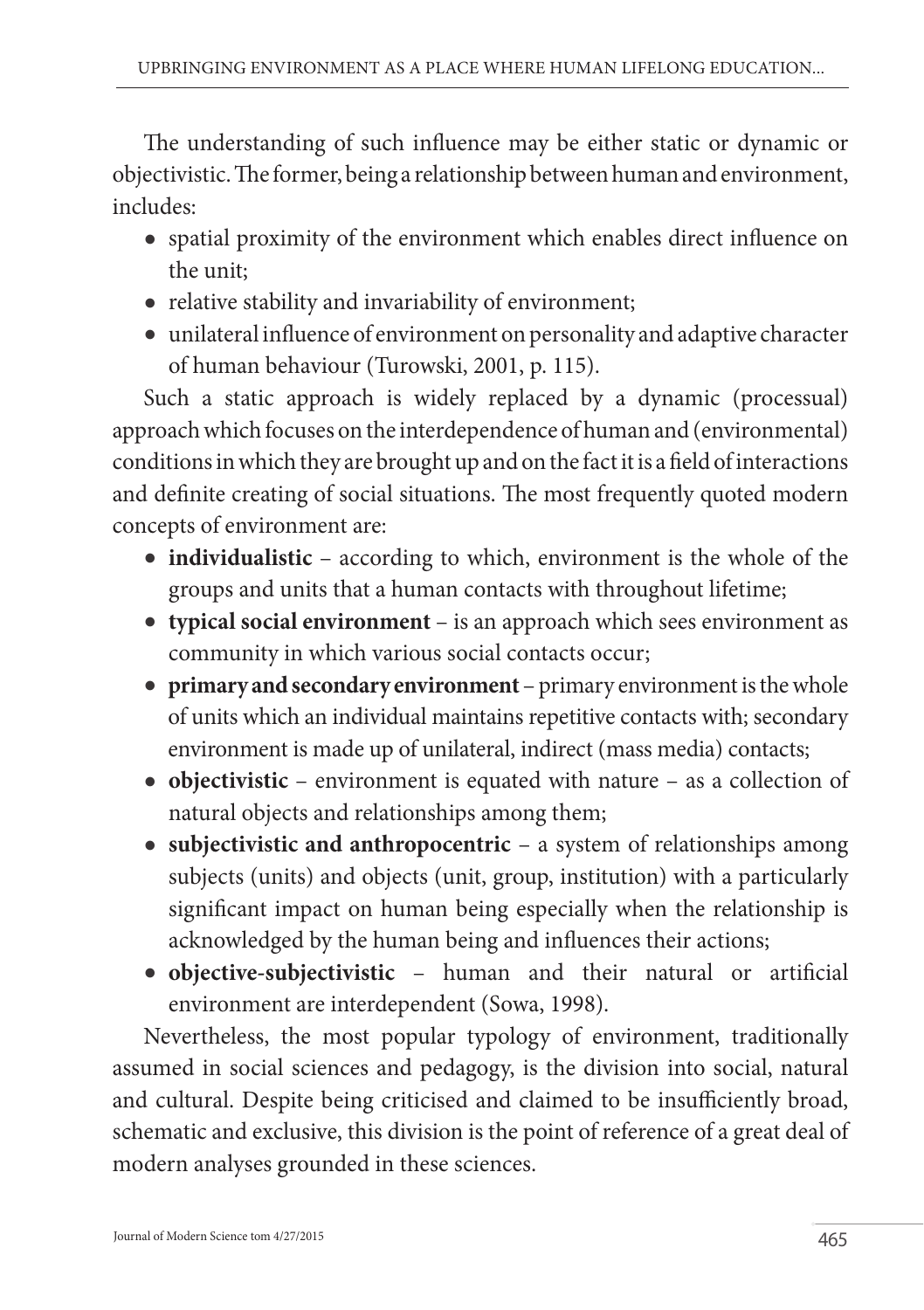The understanding of such influence may be either static or dynamic or objectivistic. The former, being a relationship between human and environment, includes:

- spatial proximity of the environment which enables direct influence on the unit;
- relative stability and invariability of environment;
- unilateral influence of environment on personality and adaptive character of human behaviour (Turowski, 2001, p. 115).

Such a static approach is widely replaced by a dynamic (processual) approach which focuses on the interdependence of human and (environmental) conditions in which they are brought up and on the fact it is a field of interactions and definite creating of social situations. The most frequently quoted modern concepts of environment are:

- **individualistic** – according to which, environment is the whole of the groups and units that a human contacts with throughout lifetime;
- **typical social environment** – is an approach which sees environment as community in which various social contacts occur;
- **primary and secondary environment** – primary environment is the whole of units which an individual maintains repetitive contacts with; secondary environment is made up of unilateral, indirect (mass media) contacts;
- **objectivistic** – environment is equated with nature – as a collection of natural objects and relationships among them;
- **subjectivistic and anthropocentric** – a system of relationships among subjects (units) and objects (unit, group, institution) with a particularly significant impact on human being especially when the relationship is acknowledged by the human being and influences their actions;
- **objective-subjectivistic** – human and their natural or artificial environment are interdependent (Sowa, 1998).

Nevertheless, the most popular typology of environment, traditionally assumed in social sciences and pedagogy, is the division into social, natural and cultural. Despite being criticised and claimed to be insufficiently broad, schematic and exclusive, this division is the point of reference of a great deal of modern analyses grounded in these sciences.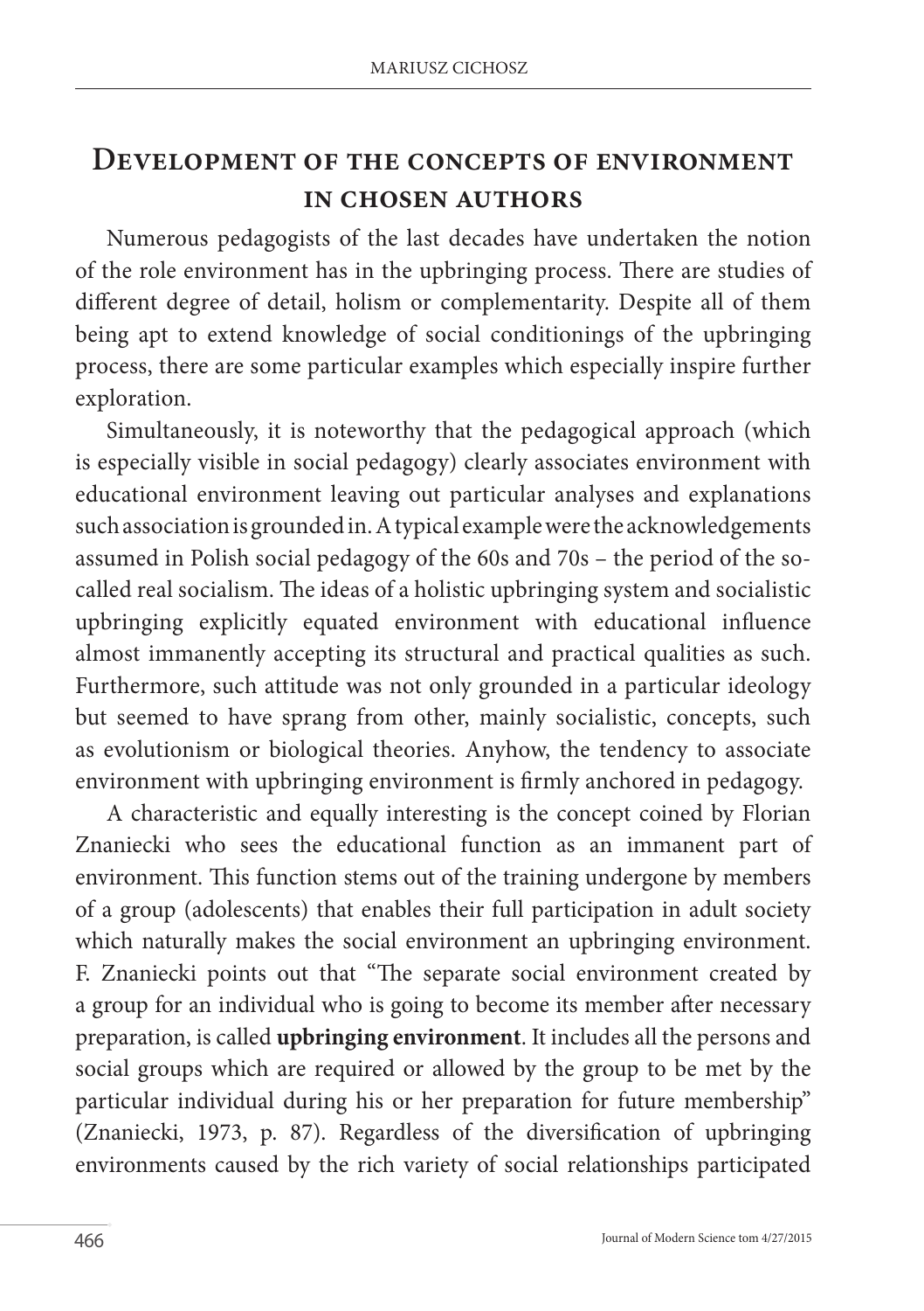## Development of the concepts of environment in chosen authors

Numerous pedagogists of the last decades have undertaken the notion of the role environment has in the upbringing process. There are studies of different degree of detail, holism or complementarity. Despite all of them being apt to extend knowledge of social conditionings of the upbringing process, there are some particular examples which especially inspire further exploration.

Simultaneously, it is noteworthy that the pedagogical approach (which is especially visible in social pedagogy) clearly associates environment with educational environment leaving out particular analyses and explanations such association is grounded in. A typical example were the acknowledgements assumed in Polish social pedagogy of the 60s and 70s – the period of the so-called real socialism. The ideas of a holistic upbringing system and socialistic upbringing explicitly equated environment with educational influence almost immanently accepting its structural and practical qualities as such. Furthermore, such attitude was not only grounded in a particular ideology but seemed to have sprang from other, mainly socialistic, concepts, such as evolutionism or biological theories. Anyhow, the tendency to associate environment with upbringing environment is firmly anchored in pedagogy.

A characteristic and equally interesting is the concept coined by Florian Znaniecki who sees the educational function as an immanent part of environment. This function stems out of the training undergone by members of a group (adolescents) that enables their full participation in adult society which naturally makes the social environment an upbringing environment. F. Znaniecki points out that "The separate social environment created by a group for an individual who is going to become its member after necessary preparation, is called **upbringing environment**. It includes all the persons and social groups which are required or allowed by the group to be met by the particular individual during his or her preparation for future membership" (Znaniecki, 1973, p. 87). Regardless of the diversification of upbringing environments caused by the rich variety of social relationships participated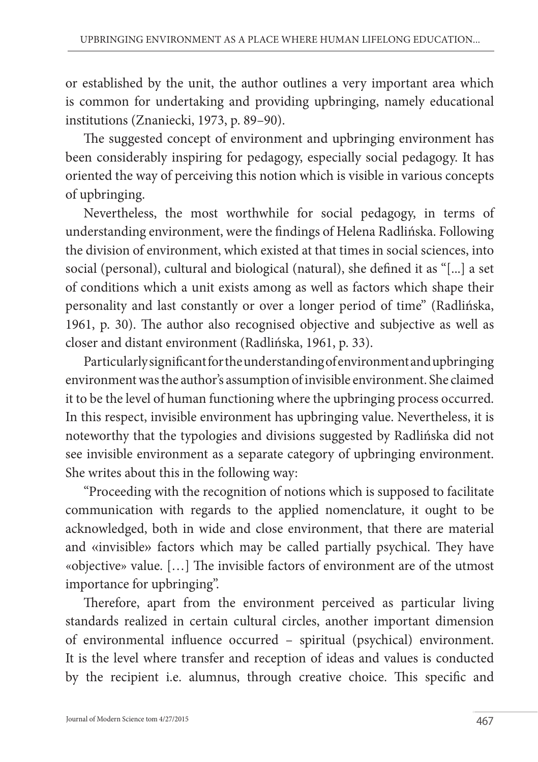or established by the unit, the author outlines a very important area which is common for undertaking and providing upbringing, namely educational institutions (Znaniecki, 1973, p. 89–90).

The suggested concept of environment and upbringing environment has been considerably inspiring for pedagogy, especially social pedagogy. It has oriented the way of perceiving this notion which is visible in various concepts of upbringing.

Nevertheless, the most worthwhile for social pedagogy, in terms of understanding environment, were the findings of Helena Radlińska. Following the division of environment, which existed at that times in social sciences, into social (personal), cultural and biological (natural), she defined it as "[...] a set of conditions which a unit exists among as well as factors which shape their personality and last constantly or over a longer period of time" (Radlińska, 1961, p. 30). The author also recognised objective and subjective as well as closer and distant environment (Radlińska, 1961, p. 33).

Particularly significant for the understanding of environment and upbringing environment was the author's assumption of invisible environment. She claimed it to be the level of human functioning where the upbringing process occurred. In this respect, invisible environment has upbringing value. Nevertheless, it is noteworthy that the typologies and divisions suggested by Radlińska did not see invisible environment as a separate category of upbringing environment. She writes about this in the following way:

"Proceeding with the recognition of notions which is supposed to facilitate communication with regards to the applied nomenclature, it ought to be acknowledged, both in wide and close environment, that there are material and «invisible» factors which may be called partially psychical. They have «objective» value. […] The invisible factors of environment are of the utmost importance for upbringing".

Therefore, apart from the environment perceived as particular living standards realized in certain cultural circles, another important dimension of environmental influence occurred – spiritual (psychical) environment. It is the level where transfer and reception of ideas and values is conducted by the recipient i.e. alumnus, through creative choice. This specific and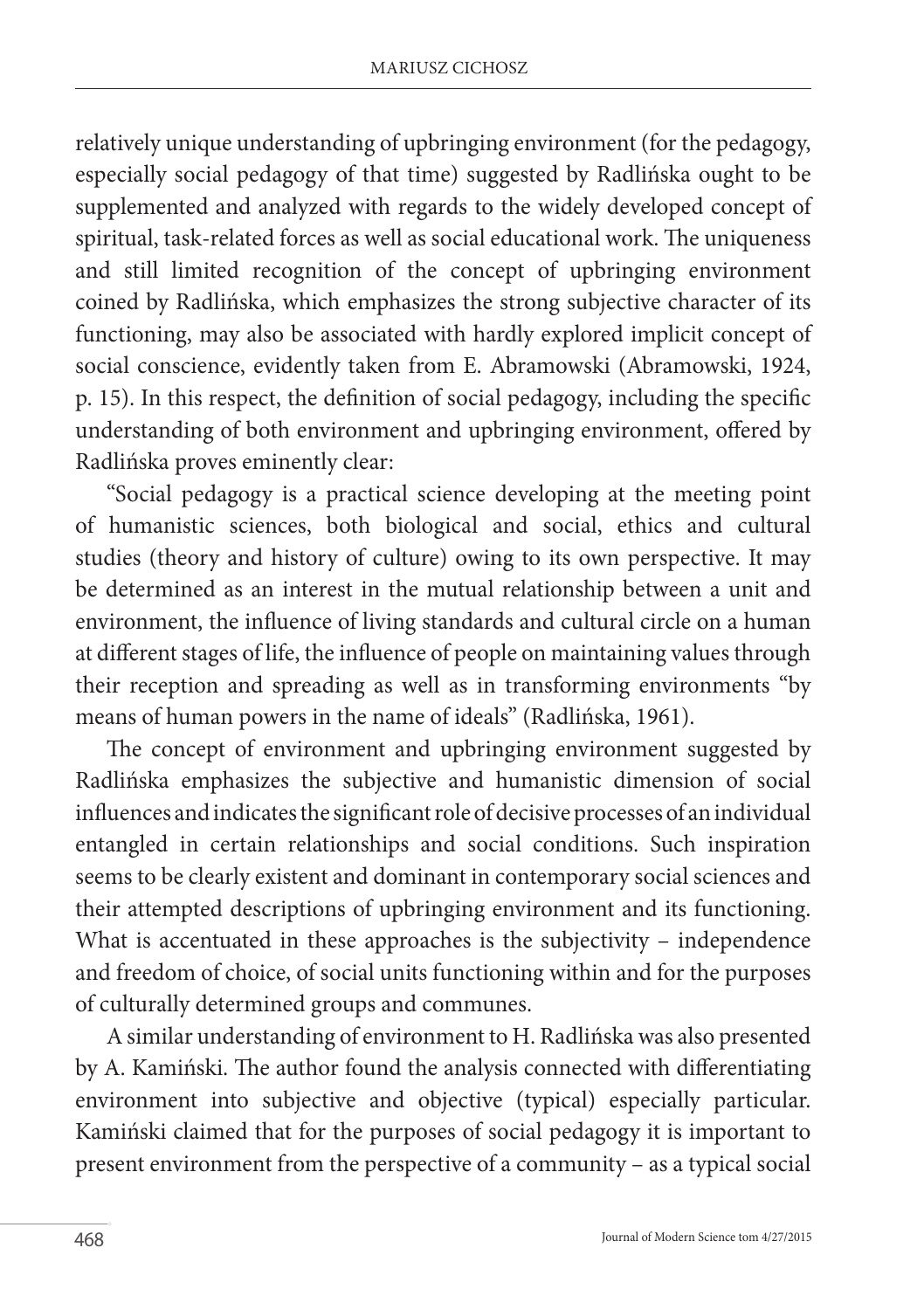relatively unique understanding of upbringing environment (for the pedagogy, especially social pedagogy of that time) suggested by Radlińska ought to be supplemented and analyzed with regards to the widely developed concept of spiritual, task-related forces as well as social educational work. The uniqueness and still limited recognition of the concept of upbringing environment coined by Radlińska, which emphasizes the strong subjective character of its functioning, may also be associated with hardly explored implicit concept of social conscience, evidently taken from E. Abramowski (Abramowski, 1924, p. 15). In this respect, the definition of social pedagogy, including the specific understanding of both environment and upbringing environment, offered by Radlińska proves eminently clear:

"Social pedagogy is a practical science developing at the meeting point of humanistic sciences, both biological and social, ethics and cultural studies (theory and history of culture) owing to its own perspective. It may be determined as an interest in the mutual relationship between a unit and environment, the influence of living standards and cultural circle on a human at different stages of life, the influence of people on maintaining values through their reception and spreading as well as in transforming environments "by means of human powers in the name of ideals" (Radlińska, 1961).

The concept of environment and upbringing environment suggested by Radlińska emphasizes the subjective and humanistic dimension of social influences and indicates the significant role of decisive processes of an individual entangled in certain relationships and social conditions. Such inspiration seems to be clearly existent and dominant in contemporary social sciences and their attempted descriptions of upbringing environment and its functioning. What is accentuated in these approaches is the subjectivity – independence and freedom of choice, of social units functioning within and for the purposes of culturally determined groups and communes.

A similar understanding of environment to H. Radlińska was also presented by A. Kamiński. The author found the analysis connected with differentiating environment into subjective and objective (typical) especially particular. Kamiński claimed that for the purposes of social pedagogy it is important to present environment from the perspective of a community – as a typical social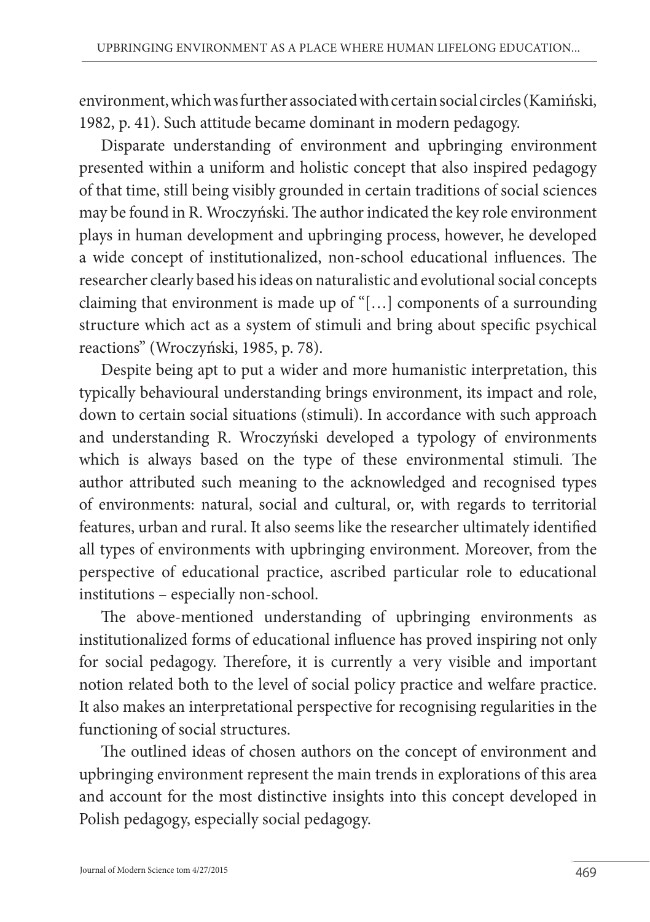environment, which was further associated with certain social circles (Kamiński, 1982, p. 41). Such attitude became dominant in modern pedagogy.

Disparate understanding of environment and upbringing environment presented within a uniform and holistic concept that also inspired pedagogy of that time, still being visibly grounded in certain traditions of social sciences may be found in R. Wroczyński. The author indicated the key role environment plays in human development and upbringing process, however, he developed a wide concept of institutionalized, non-school educational influences. The researcher clearly based his ideas on naturalistic and evolutional social concepts claiming that environment is made up of "[…] components of a surrounding structure which act as a system of stimuli and bring about specific psychical reactions" (Wroczyński, 1985, p. 78).

Despite being apt to put a wider and more humanistic interpretation, this typically behavioural understanding brings environment, its impact and role, down to certain social situations (stimuli). In accordance with such approach and understanding R. Wroczyński developed a typology of environments which is always based on the type of these environmental stimuli. The author attributed such meaning to the acknowledged and recognised types of environments: natural, social and cultural, or, with regards to territorial features, urban and rural. It also seems like the researcher ultimately identified all types of environments with upbringing environment. Moreover, from the perspective of educational practice, ascribed particular role to educational institutions – especially non-school.

The above-mentioned understanding of upbringing environments as institutionalized forms of educational influence has proved inspiring not only for social pedagogy. Therefore, it is currently a very visible and important notion related both to the level of social policy practice and welfare practice. It also makes an interpretational perspective for recognising regularities in the functioning of social structures.

The outlined ideas of chosen authors on the concept of environment and upbringing environment represent the main trends in explorations of this area and account for the most distinctive insights into this concept developed in Polish pedagogy, especially social pedagogy.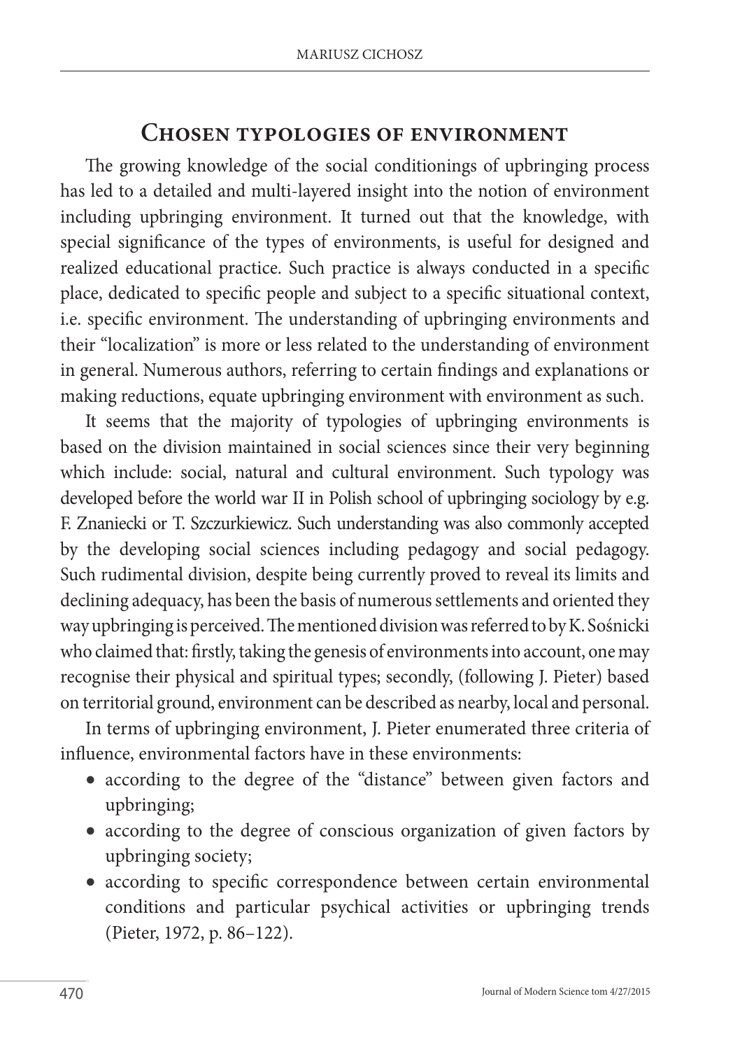## Chosen typologies of environment

The growing knowledge of the social conditionings of upbringing process has led to a detailed and multi-layered insight into the notion of environment including upbringing environment. It turned out that the knowledge, with special significance of the types of environments, is useful for designed and realized educational practice. Such practice is always conducted in a specific place, dedicated to specific people and subject to a specific situational context, i.e. specific environment. The understanding of upbringing environments and their "localization" is more or less related to the understanding of environment in general. Numerous authors, referring to certain findings and explanations or making reductions, equate upbringing environment with environment as such.

It seems that the majority of typologies of upbringing environments is based on the division maintained in social sciences since their very beginning which include: social, natural and cultural environment. Such typology was developed before the world war II in Polish school of upbringing sociology by e.g. F. Znaniecki or T. Szczurkiewicz. Such understanding was also commonly accepted by the developing social sciences including pedagogy and social pedagogy. Such rudimental division, despite being currently proved to reveal its limits and declining adequacy, has been the basis of numerous settlements and oriented they way upbringing is perceived. The mentioned division was referred to by K. Sośnicki who claimed that: firstly, taking the genesis of environments into account, one may recognise their physical and spiritual types; secondly, (following J. Pieter) based on territorial ground, environment can be described as nearby, local and personal.

In terms of upbringing environment, J. Pieter enumerated three criteria of influence, environmental factors have in these environments:

- according to the degree of the "distance" between given factors and upbringing;
- according to the degree of conscious organization of given factors by upbringing society;
- according to specific correspondence between certain environmental conditions and particular psychical activities or upbringing trends (Pieter, 1972, p. 86–122).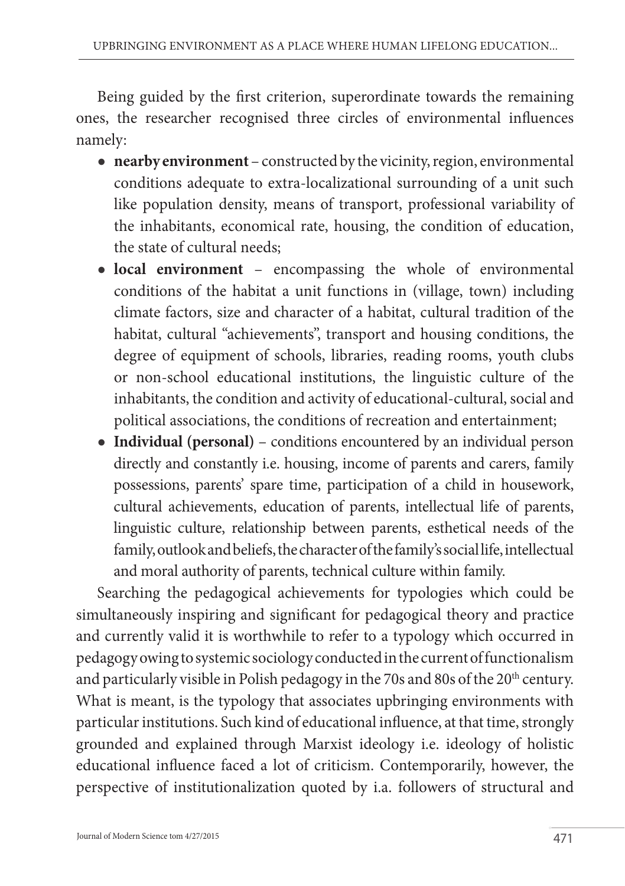Being guided by the first criterion, superordinate towards the remaining ones, the researcher recognised three circles of environmental influences namely:

- **nearby environment** – constructed by the vicinity, region, environmental conditions adequate to extra-localizational surrounding of a unit such like population density, means of transport, professional variability of the inhabitants, economical rate, housing, the condition of education, the state of cultural needs;
- **local environment** – encompassing the whole of environmental conditions of the habitat a unit functions in (village, town) including climate factors, size and character of a habitat, cultural tradition of the habitat, cultural "achievements", transport and housing conditions, the degree of equipment of schools, libraries, reading rooms, youth clubs or non-school educational institutions, the linguistic culture of the inhabitants, the condition and activity of educational-cultural, social and political associations, the conditions of recreation and entertainment;
- **Individual (personal)** – conditions encountered by an individual person directly and constantly i.e. housing, income of parents and carers, family possessions, parents' spare time, participation of a child in housework, cultural achievements, education of parents, intellectual life of parents, linguistic culture, relationship between parents, esthetical needs of the family, outlook and beliefs, the character of the family's social life, intellectual and moral authority of parents, technical culture within family.

Searching the pedagogical achievements for typologies which could be simultaneously inspiring and significant for pedagogical theory and practice and currently valid it is worthwhile to refer to a typology which occurred in pedagogy owing to systemic sociology conducted in the current of functionalism and particularly visible in Polish pedagogy in the 70s and 80s of the 20th century. What is meant, is the typology that associates upbringing environments with particular institutions. Such kind of educational influence, at that time, strongly grounded and explained through Marxist ideology i.e. ideology of holistic educational influence faced a lot of criticism. Contemporarily, however, the perspective of institutionalization quoted by i.a. followers of structural and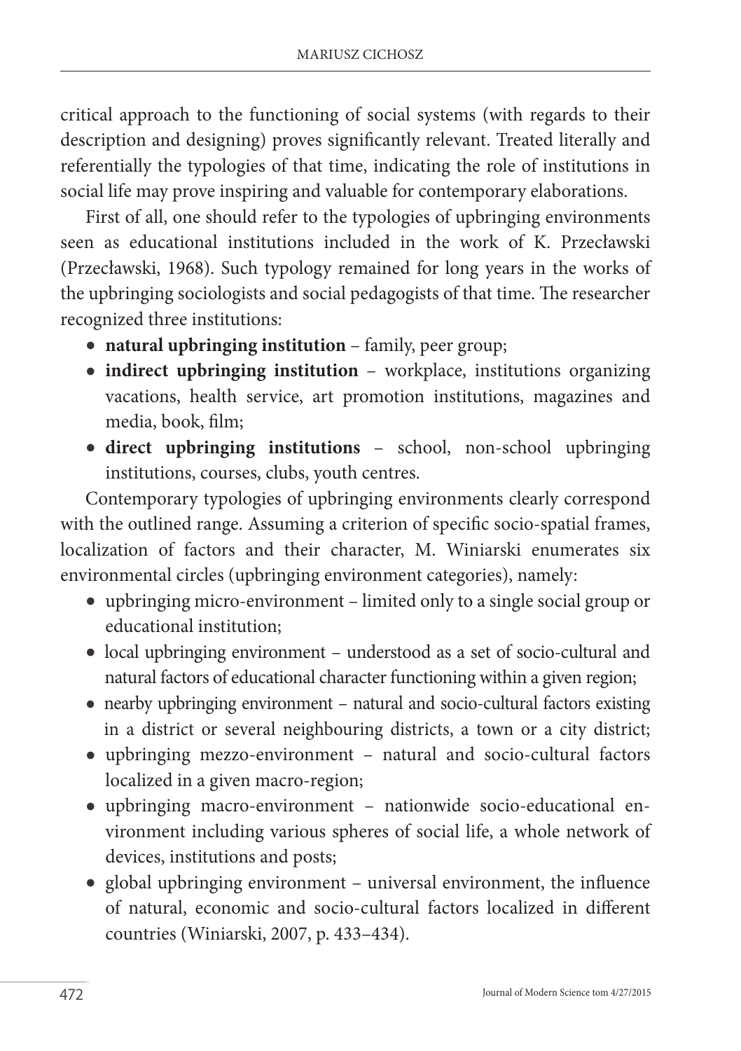critical approach to the functioning of social systems (with regards to their description and designing) proves significantly relevant. Treated literally and referentially the typologies of that time, indicating the role of institutions in social life may prove inspiring and valuable for contemporary elaborations.

First of all, one should refer to the typologies of upbringing environments seen as educational institutions included in the work of K. Przecławski (Przecławski, 1968). Such typology remained for long years in the works of the upbringing sociologists and social pedagogists of that time. The researcher recognized three institutions:

- **natural upbringing institution** – family, peer group;
- **indirect upbringing institution** – workplace, institutions organizing vacations, health service, art promotion institutions, magazines and media, book, film;
- **direct upbringing institutions** – school, non-school upbringing institutions, courses, clubs, youth centres.

Contemporary typologies of upbringing environments clearly correspond with the outlined range. Assuming a criterion of specific socio-spatial frames, localization of factors and their character, M. Winiarski enumerates six environmental circles (upbringing environment categories), namely:

- upbringing micro-environment – limited only to a single social group or educational institution;
- local upbringing environment – understood as a set of socio-cultural and natural factors of educational character functioning within a given region;
- nearby upbringing environment – natural and socio-cultural factors existing in a district or several neighbouring districts, a town or a city district;
- upbringing mezzo-environment – natural and socio-cultural factors localized in a given macro-region;
- upbringing macro-environment – nationwide socio-educational environment including various spheres of social life, a whole network of devices, institutions and posts;
- global upbringing environment – universal environment, the influence of natural, economic and socio-cultural factors localized in different countries (Winiarski, 2007, p. 433–434).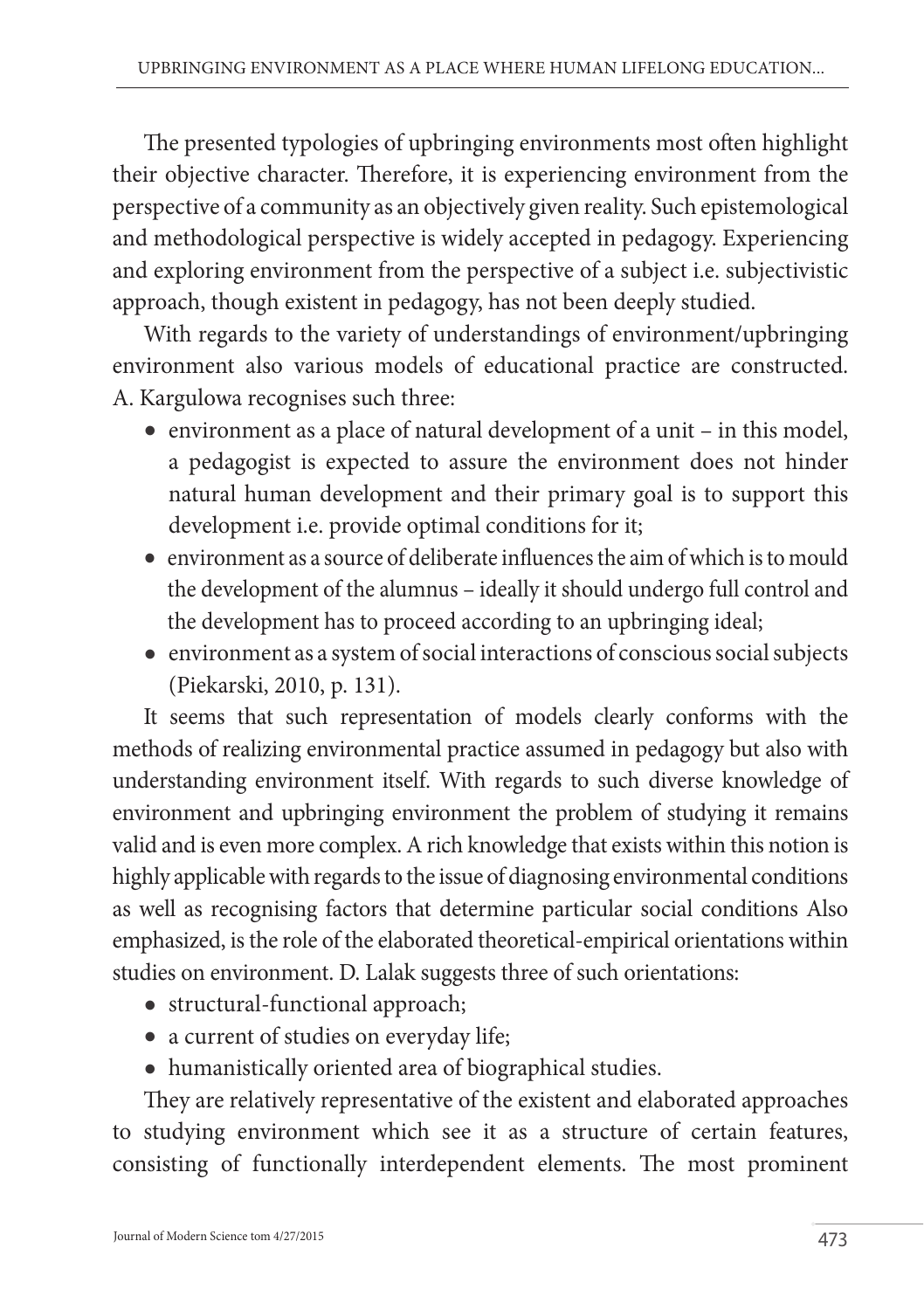The presented typologies of upbringing environments most often highlight their objective character. Therefore, it is experiencing environment from the perspective of a community as an objectively given reality. Such epistemological and methodological perspective is widely accepted in pedagogy. Experiencing and exploring environment from the perspective of a subject i.e. subjectivistic approach, though existent in pedagogy, has not been deeply studied.

With regards to the variety of understandings of environment/upbringing environment also various models of educational practice are constructed. A. Kargulowa recognises such three:

- environment as a place of natural development of a unit – in this model, a pedagogist is expected to assure the environment does not hinder natural human development and their primary goal is to support this development i.e. provide optimal conditions for it;
- environment as a source of deliberate influences the aim of which is to mould the development of the alumnus – ideally it should undergo full control and the development has to proceed according to an upbringing ideal;
- environment as a system of social interactions of conscious social subjects (Piekarski, 2010, p. 131).

It seems that such representation of models clearly conforms with the methods of realizing environmental practice assumed in pedagogy but also with understanding environment itself. With regards to such diverse knowledge of environment and upbringing environment the problem of studying it remains valid and is even more complex. A rich knowledge that exists within this notion is highly applicable with regards to the issue of diagnosing environmental conditions as well as recognising factors that determine particular social conditions Also emphasized, is the role of the elaborated theoretical-empirical orientations within studies on environment. D. Lalak suggests three of such orientations:

- structural-functional approach;
- a current of studies on everyday life;
- humanistically oriented area of biographical studies.

They are relatively representative of the existent and elaborated approaches to studying environment which see it as a structure of certain features, consisting of functionally interdependent elements. The most prominent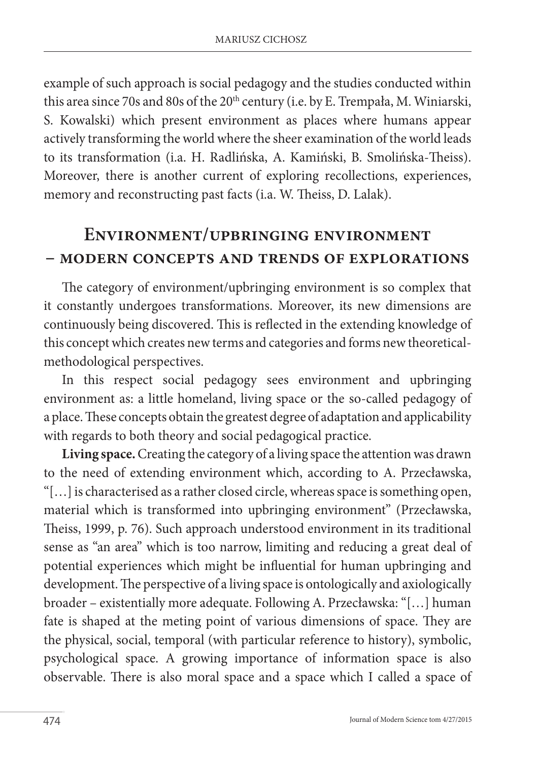example of such approach is social pedagogy and the studies conducted within this area since 70s and 80s of the 20th century (i.e. by E. Trempała, M. Winiarski, S. Kowalski) which present environment as places where humans appear actively transforming the world where the sheer examination of the world leads to its transformation (i.a. H. Radlińska, A. Kamiński, B. Smolińska-Theiss). Moreover, there is another current of exploring recollections, experiences, memory and reconstructing past facts (i.a. W. Theiss, D. Lalak).

## Environment/upbringing environment – modern concepts and trends of explorations

The category of environment/upbringing environment is so complex that it constantly undergoes transformations. Moreover, its new dimensions are continuously being discovered. This is reflected in the extending knowledge of this concept which creates new terms and categories and forms new theoretical-methodological perspectives.

In this respect social pedagogy sees environment and upbringing environment as: a little homeland, living space or the so-called pedagogy of a place. These concepts obtain the greatest degree of adaptation and applicability with regards to both theory and social pedagogical practice.

**Living space.** Creating the category of a living space the attention was drawn to the need of extending environment which, according to A. Przecławska, "[…] is characterised as a rather closed circle, whereas space is something open, material which is transformed into upbringing environment" (Przecławska, Theiss, 1999, p. 76). Such approach understood environment in its traditional sense as "an area" which is too narrow, limiting and reducing a great deal of potential experiences which might be influential for human upbringing and development. The perspective of a living space is ontologically and axiologically broader – existentially more adequate. Following A. Przecławska: "[…] human fate is shaped at the meting point of various dimensions of space. They are the physical, social, temporal (with particular reference to history), symbolic, psychological space. A growing importance of information space is also observable. There is also moral space and a space which I called a space of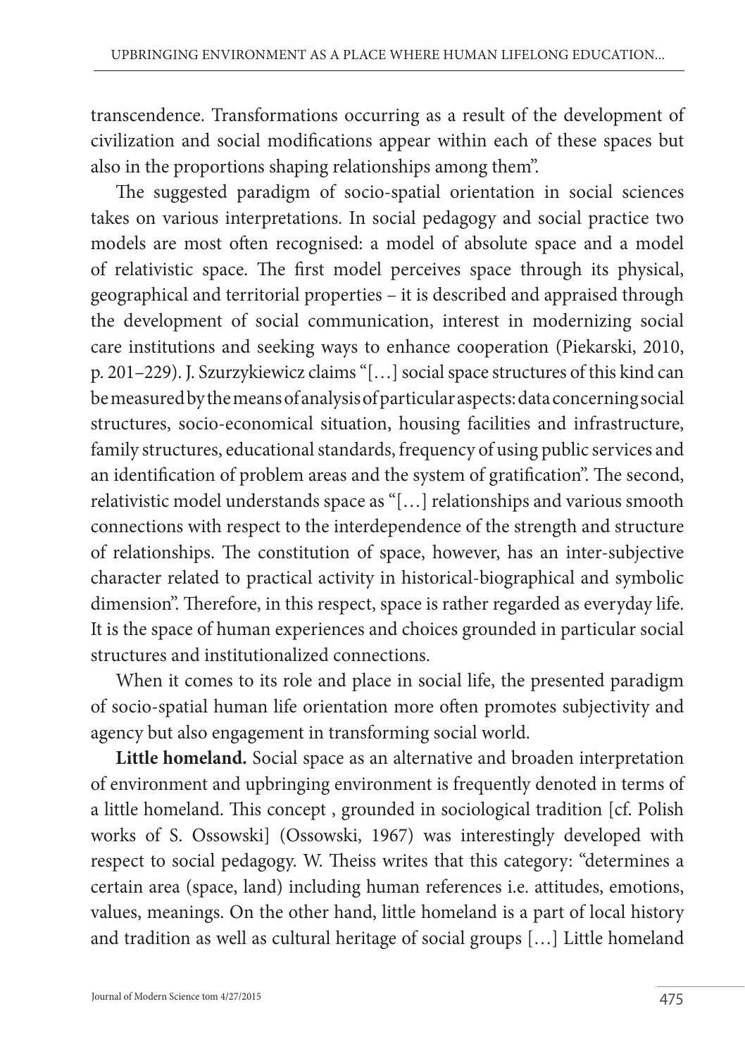transcendence. Transformations occurring as a result of the development of civilization and social modifications appear within each of these spaces but also in the proportions shaping relationships among them".

The suggested paradigm of socio-spatial orientation in social sciences takes on various interpretations. In social pedagogy and social practice two models are most often recognised: a model of absolute space and a model of relativistic space. The first model perceives space through its physical, geographical and territorial properties – it is described and appraised through the development of social communication, interest in modernizing social care institutions and seeking ways to enhance cooperation (Piekarski, 2010, p. 201–229). J. Szurzykiewicz claims "[…] social space structures of this kind can be measured by the means of analysis of particular aspects: data concerning social structures, socio-economical situation, housing facilities and infrastructure, family structures, educational standards, frequency of using public services and an identification of problem areas and the system of gratification". The second, relativistic model understands space as "[…] relationships and various smooth connections with respect to the interdependence of the strength and structure of relationships. The constitution of space, however, has an inter-subjective character related to practical activity in historical-biographical and symbolic dimension". Therefore, in this respect, space is rather regarded as everyday life. It is the space of human experiences and choices grounded in particular social structures and institutionalized connections.

When it comes to its role and place in social life, the presented paradigm of socio-spatial human life orientation more often promotes subjectivity and agency but also engagement in transforming social world.

**Little homeland.** Social space as an alternative and broaden interpretation of environment and upbringing environment is frequently denoted in terms of a little homeland. This concept , grounded in sociological tradition [cf. Polish works of S. Ossowski] (Ossowski, 1967) was interestingly developed with respect to social pedagogy. W. Theiss writes that this category: "determines a certain area (space, land) including human references i.e. attitudes, emotions, values, meanings. On the other hand, little homeland is a part of local history and tradition as well as cultural heritage of social groups […] Little homeland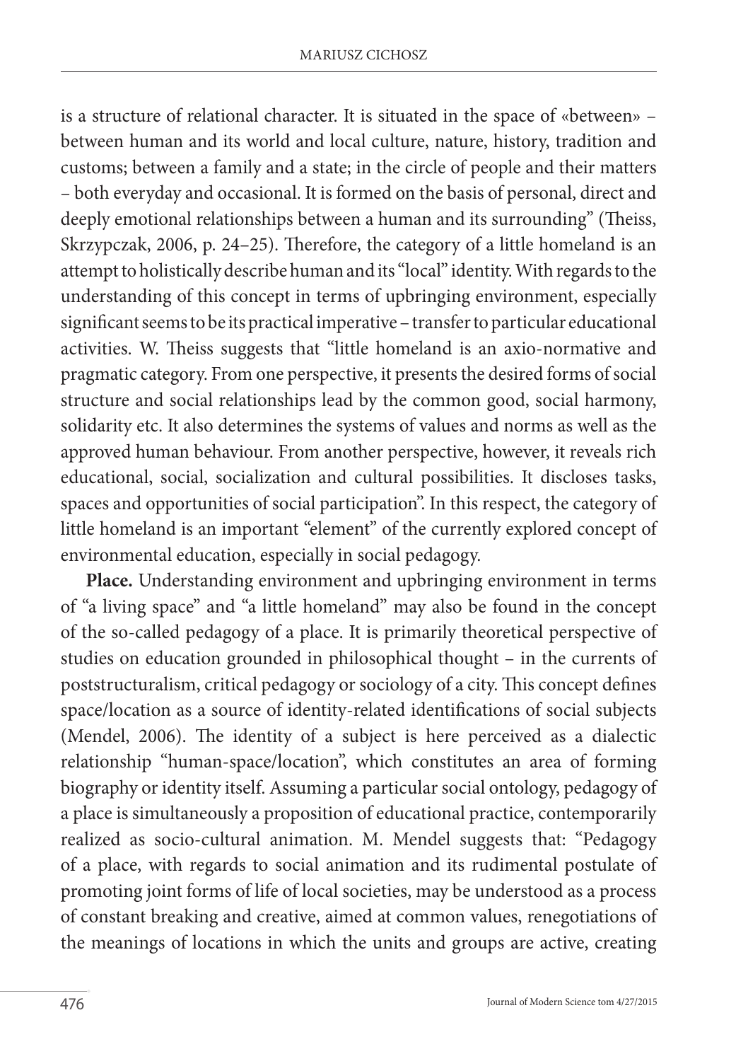is a structure of relational character. It is situated in the space of «between» – between human and its world and local culture, nature, history, tradition and customs; between a family and a state; in the circle of people and their matters – both everyday and occasional. It is formed on the basis of personal, direct and deeply emotional relationships between a human and its surrounding" (Theiss, Skrzypczak, 2006, p. 24–25). Therefore, the category of a little homeland is an attempt to holistically describe human and its "local" identity. With regards to the understanding of this concept in terms of upbringing environment, especially significant seems to be its practical imperative – transfer to particular educational activities. W. Theiss suggests that "little homeland is an axio-normative and pragmatic category. From one perspective, it presents the desired forms of social structure and social relationships lead by the common good, social harmony, solidarity etc. It also determines the systems of values and norms as well as the approved human behaviour. From another perspective, however, it reveals rich educational, social, socialization and cultural possibilities. It discloses tasks, spaces and opportunities of social participation". In this respect, the category of little homeland is an important "element" of the currently explored concept of environmental education, especially in social pedagogy.

**Place.** Understanding environment and upbringing environment in terms of "a living space" and "a little homeland" may also be found in the concept of the so-called pedagogy of a place. It is primarily theoretical perspective of studies on education grounded in philosophical thought – in the currents of poststructuralism, critical pedagogy or sociology of a city. This concept defines space/location as a source of identity-related identifications of social subjects (Mendel, 2006). The identity of a subject is here perceived as a dialectic relationship "human-space/location", which constitutes an area of forming biography or identity itself. Assuming a particular social ontology, pedagogy of a place is simultaneously a proposition of educational practice, contemporarily realized as socio-cultural animation. M. Mendel suggests that: "Pedagogy of a place, with regards to social animation and its rudimental postulate of promoting joint forms of life of local societies, may be understood as a process of constant breaking and creative, aimed at common values, renegotiations of the meanings of locations in which the units and groups are active, creating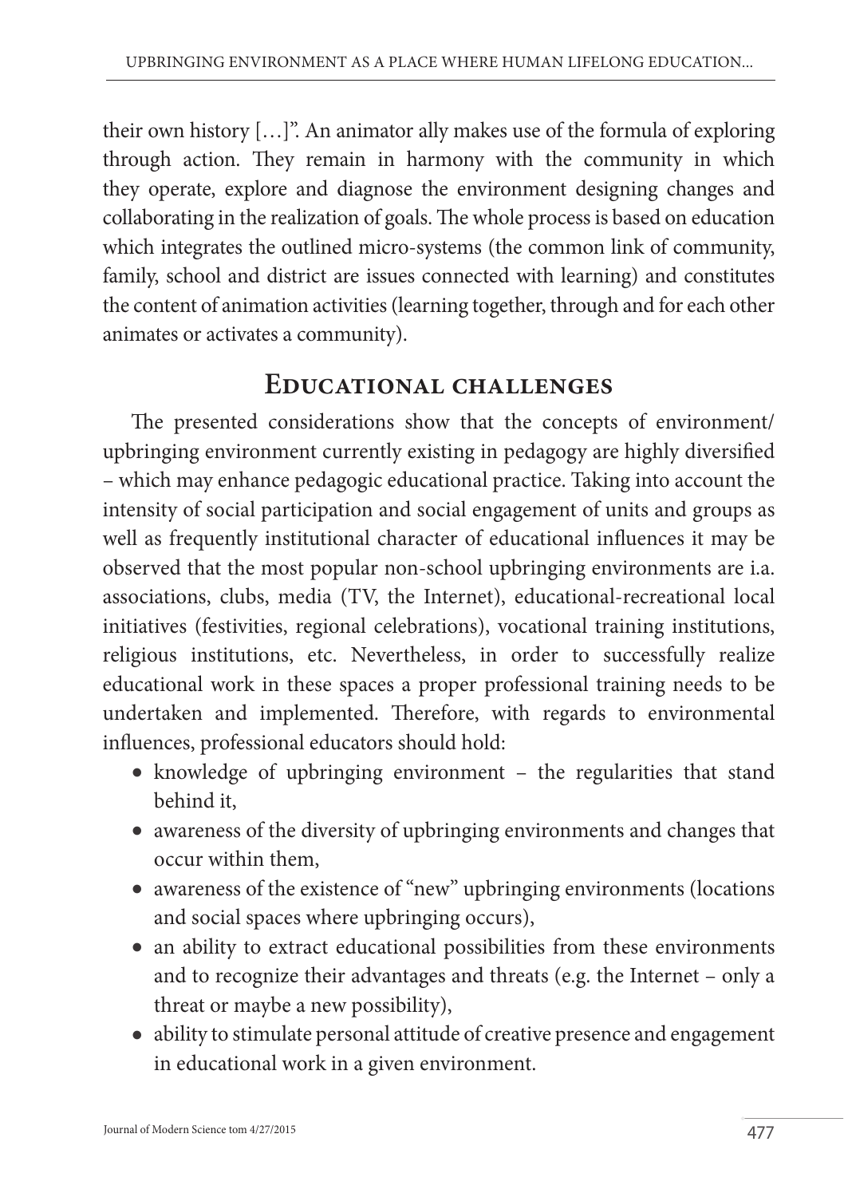their own history […]". An animator ally makes use of the formula of exploring through action. They remain in harmony with the community in which they operate, explore and diagnose the environment designing changes and collaborating in the realization of goals. The whole process is based on education which integrates the outlined micro-systems (the common link of community, family, school and district are issues connected with learning) and constitutes the content of animation activities (learning together, through and for each other animates or activates a community).

## Educational challenges

The presented considerations show that the concepts of environment/ upbringing environment currently existing in pedagogy are highly diversified – which may enhance pedagogic educational practice. Taking into account the intensity of social participation and social engagement of units and groups as well as frequently institutional character of educational influences it may be observed that the most popular non-school upbringing environments are i.a. associations, clubs, media (TV, the Internet), educational-recreational local initiatives (festivities, regional celebrations), vocational training institutions, religious institutions, etc. Nevertheless, in order to successfully realize educational work in these spaces a proper professional training needs to be undertaken and implemented. Therefore, with regards to environmental influences, professional educators should hold:

- knowledge of upbringing environment – the regularities that stand behind it,
- awareness of the diversity of upbringing environments and changes that occur within them,
- awareness of the existence of "new" upbringing environments (locations and social spaces where upbringing occurs),
- an ability to extract educational possibilities from these environments and to recognize their advantages and threats (e.g. the Internet – only a threat or maybe a new possibility),
- ability to stimulate personal attitude of creative presence and engagement in educational work in a given environment.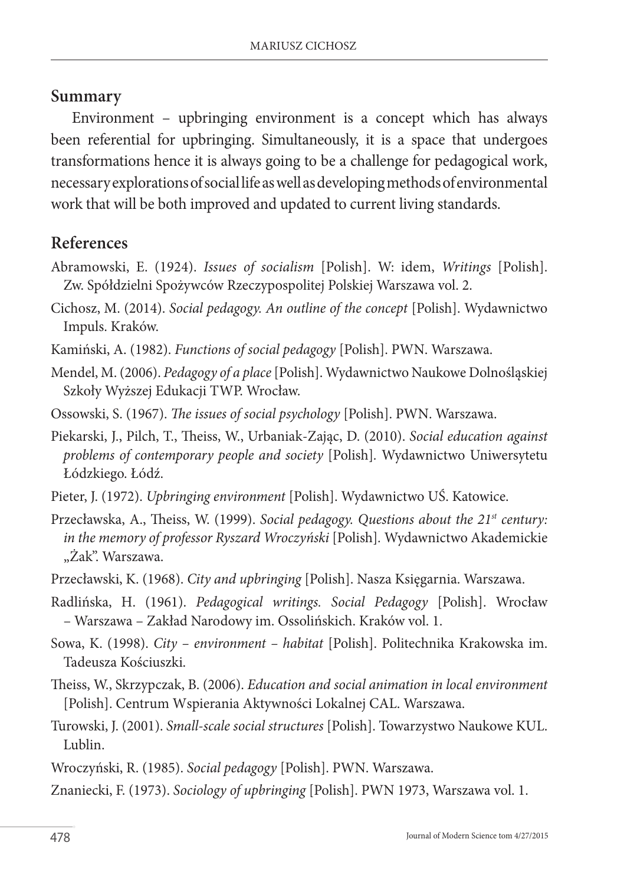## Summary

Environment – upbringing environment is a concept which has always been referential for upbringing. Simultaneously, it is a space that undergoes transformations hence it is always going to be a challenge for pedagogical work, necessary explorations of social life as well as developing methods of environmental work that will be both improved and updated to current living standards.

## References

Abramowski, E. (1924). *Issues of socialism* [Polish]. W: idem, *Writings* [Polish]. Zw. Spółdzielni Spożywców Rzeczypospolitej Polskiej Warszawa vol. 2.

Cichosz, M. (2014). *Social pedagogy. An outline of the concept* [Polish]. Wydawnictwo Impuls. Kraków.

Kamiński, A. (1982). *Functions of social pedagogy* [Polish]. PWN. Warszawa.

Mendel, M. (2006). *Pedagogy of a place* [Polish]. Wydawnictwo Naukowe Dolnośląskiej Szkoły Wyższej Edukacji TWP. Wrocław.

Ossowski, S. (1967). *The issues of social psychology* [Polish]. PWN. Warszawa.

Piekarski, J., Pilch, T., Theiss, W., Urbaniak-Zając, D. (2010). *Social education against problems of contemporary people and society* [Polish]. Wydawnictwo Uniwersytetu Łódzkiego. Łódź.

Pieter, J. (1972). *Upbringing environment* [Polish]. Wydawnictwo UŚ. Katowice.

Przecławska, A., Theiss, W. (1999). *Social pedagogy. Questions about the 21st century: in the memory of professor Ryszard Wroczyński* [Polish]. Wydawnictwo Akademickie „Żak". Warszawa.

Przecławski, K. (1968). *City and upbringing* [Polish]. Nasza Księgarnia. Warszawa.

Radlińska, H. (1961). *Pedagogical writings. Social Pedagogy* [Polish]. Wrocław – Warszawa – Zakład Narodowy im. Ossolińskich. Kraków vol. 1.

Sowa, K. (1998). *City – environment – habitat* [Polish]. Politechnika Krakowska im. Tadeusza Kościuszki.

Theiss, W., Skrzypczak, B. (2006). *Education and social animation in local environment* [Polish]. Centrum Wspierania Aktywności Lokalnej CAL. Warszawa.

Turowski, J. (2001). *Small-scale social structures* [Polish]. Towarzystwo Naukowe KUL. Lublin.

Wroczyński, R. (1985). *Social pedagogy* [Polish]. PWN. Warszawa.

Znaniecki, F. (1973). *Sociology of upbringing* [Polish]. PWN 1973, Warszawa vol. 1.